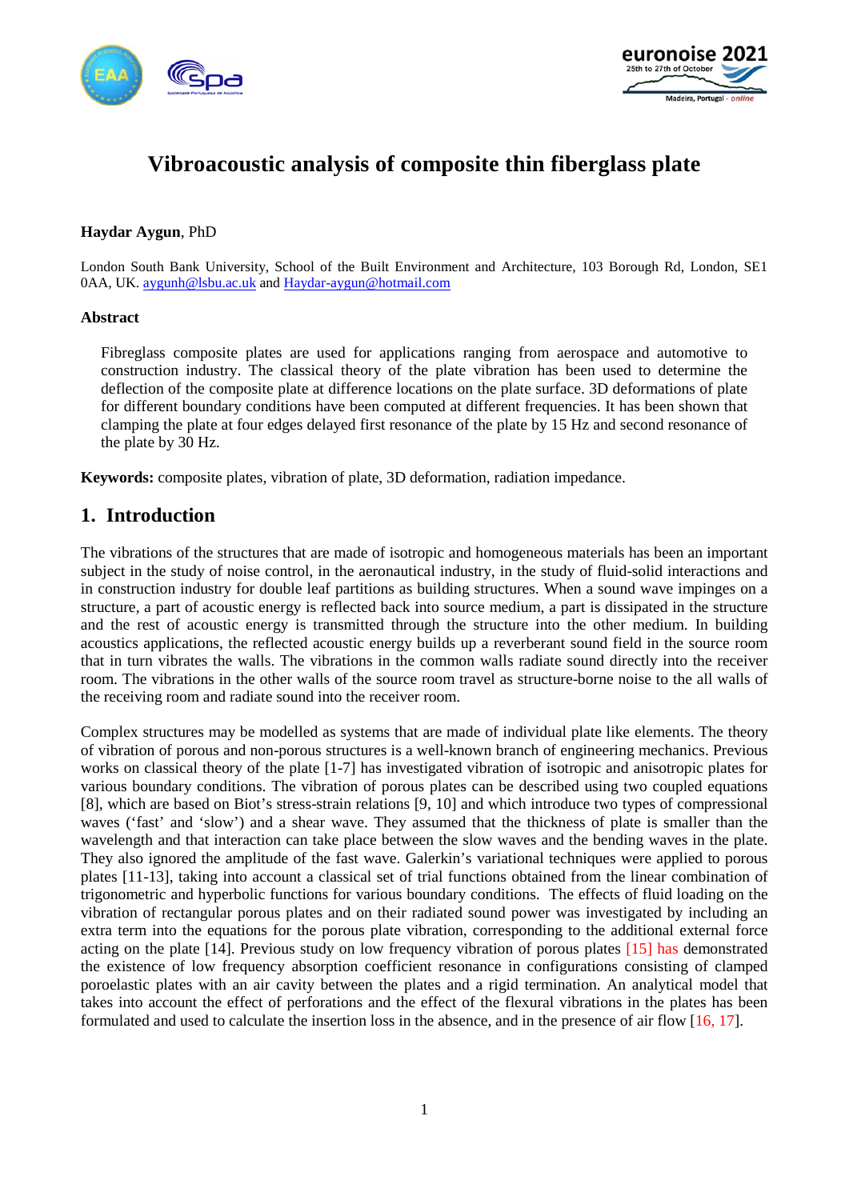# Vibroacoustic analysis of composite thin fiberglass plate

**Haydar Aygun**, PhD

London South Bank University, School of the Built Environment and Architecture, 103 Borough Rd, London, SE1 0AA, UK. aygunh@lsbu.ac.uk and Haydar-aygun@hotmail.com

### Abstract

Fibreglass composite plates are used for applications ranging from aerospace and automotive to construction industry. The classical theory of the plate vibration has been used to determine the deflection of the composite plate at difference locations on the plate surface. 3D deformations of plate for different boundary conditions have been computed at different frequencies. It has been shown that clamping the plate at four edges delayed first resonance of the plate by 15 Hz and second resonance of the plate by 30 Hz.

**Keywords:** composite plates, vibration of plate, 3D deformation, radiation impedance.

## 1. Introduction

The vibrations of the structures that are made of isotropic and homogeneous materials has been an important subject in the study of noise control, in the aeronautical industry, in the study of fluid-solid interactions and in construction industry for double leaf partitions as building structures. When a sound wave impinges on a structure, a part of acoustic energy is reflected back into source medium, a part is dissipated in the structure and the rest of acoustic energy is transmitted through the structure into the other medium. In building acoustics applications, the reflected acoustic energy builds up a reverberant sound field in the source room that in turn vibrates the walls. The vibrations in the common walls radiate sound directly into the receiver room. The vibrations in the other walls of the source room travel as structure-borne noise to the all walls of the receiving room and radiate sound into the receiver room.

Complex structures may be modelled as systems that are made of individual plate like elements. The theory of vibration of porous and non-porous structures is a well-known branch of engineering mechanics. Previous works on classical theory of the plate [1-7] has investigated vibration of isotropic and anisotropic plates for various boundary conditions. The vibration of porous plates can be described using two coupled equations [8], which are based on Biot's stress-strain relations [9, 10] and which introduce two types of compressional waves ('fast' and 'slow') and a shear wave. They assumed that the thickness of plate is smaller than the wavelength and that interaction can take place between the slow waves and the bending waves in the plate. They also ignored the amplitude of the fast wave. Galerkin's variational techniques were applied to porous plates [11-13], taking into account a classical set of trial functions obtained from the linear combination of trigonometric and hyperbolic functions for various boundary conditions. The effects of fluid loading on the vibration of rectangular porous plates and on their radiated sound power was investigated by including an extra term into the equations for the porous plate vibration, corresponding to the additional external force acting on the plate [14]. Previous study on low frequency vibration of porous plates [15] has demonstrated the existence of low frequency absorption coefficient resonance in configurations consisting of clamped poroelastic plates with an air cavity between the plates and a rigid termination. An analytical model that takes into account the effect of perforations and the effect of the flexural vibrations in the plates has been formulated and used to calculate the insertion loss in the absence, and in the presence of air flow [16, 17].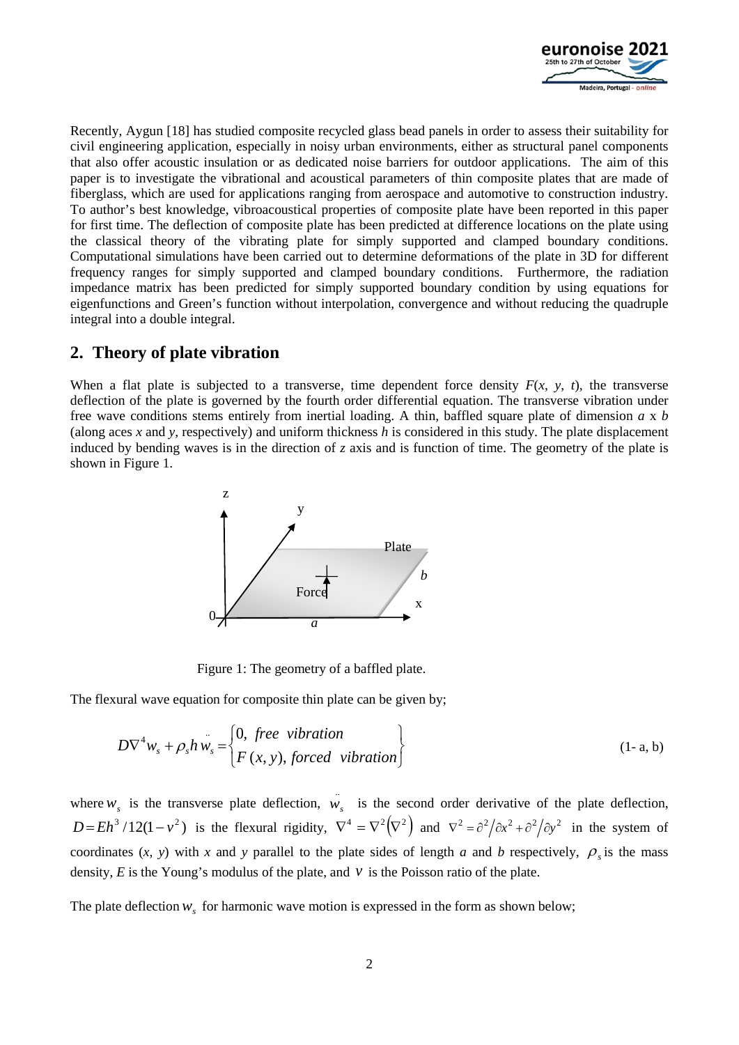Recently, Aygun [18] has studied composite recycled glass bead panels in order to assess their suitability for civil engineering application, especially in noisy urban environments, either as structural panel components that also offer acoustic insulation or as dedicated noise barriers for outdoor applications. The aim of this paper is to investigate the vibrational and acoustical parameters of thin composite plates that are made of fiberglass, which are used for applications ranging from aerospace and automotive to construction industry. To author's best knowledge, vibroacoustical properties of composite plate have been reported in this paper for first time. The deflection of composite plate has been predicted at difference locations on the plate using the classical theory of the vibrating plate for simply supported and clamped boundary conditions. Computational simulations have been carried out to determine deformations of the plate in 3D for different frequency ranges for simply supported and clamped boundary conditions. Furthermore, the radiation impedance matrix has been predicted for simply supported boundary condition by using equations for eigenfunctions and Green's function without interpolation, convergence and without reducing the quadruple integral into a double integral.

## 2. Theory of plate vibration

When a flat plate is subjected to a transverse, time dependent force density $F(x, y, t)$, the transverse deflection of the plate is governed by the fourth order differential equation. The transverse vibration under free wave conditions stems entirely from inertial loading. A thin, baffled square plate of dimension $a$ x $b$ (along aces $x$ and $y$, respectively) and uniform thickness $h$ is considered in this study. The plate displacement induced by bending waves is in the direction of $z$ axis and is function of time. The geometry of the plate is shown in Figure 1.

Figure 1: The geometry of a baffled plate.

The flexural wave equation for composite thin plate can be given by;

$$D\nabla^4 w_s + \rho_s h \ddot{w}_s = \begin{cases} 0, \; free \;\; vibration \\ F(x,y), \; forced \;\; vibration \end{cases} \tag{1- a, b}$$

where $w_s$ is the transverse plate deflection, $\ddot{w}_s$ is the second order derivative of the plate deflection, $D = Eh^3/12(1-v^2)$ is the flexural rigidity, $\nabla^4 = \nabla^2(\nabla^2)$ and $\nabla^2 = \partial^2/\partial x^2 + \partial^2/\partial y^2$ in the system of coordinates $(x, y)$ with $x$ and $y$ parallel to the plate sides of length $a$ and $b$ respectively, $\rho_s$ is the mass density, $E$ is the Young's modulus of the plate, and $v$ is the Poisson ratio of the plate.

The plate deflection $w_s$ for harmonic wave motion is expressed in the form as shown below;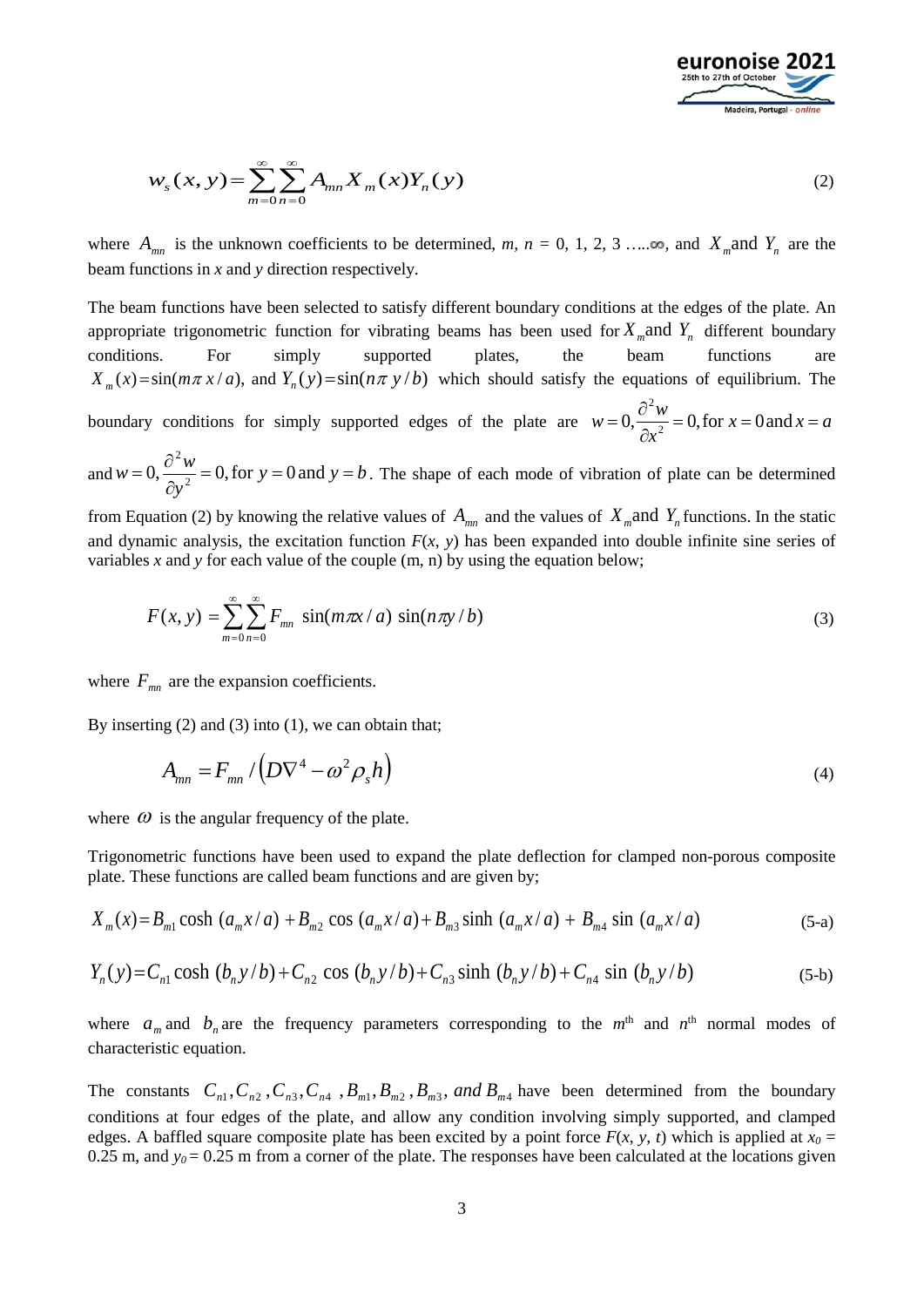$$w_s(x, y) = \sum_{m=0}^{\infty} \sum_{n=0}^{\infty} A_{mn} X_m(x) Y_n(y) \tag{2}$$

where $A_{mn}$ is the unknown coefficients to be determined, $m$, $n$ = 0, 1, 2, 3 …..∞, and $X_m$ and $Y_n$ are the beam functions in $x$ and $y$ direction respectively.

The beam functions have been selected to satisfy different boundary conditions at the edges of the plate. An appropriate trigonometric function for vibrating beams has been used for $X_m$ and $Y_n$ different boundary conditions. For simply supported plates, the beam functions are $X_m(x) = \sin(m\pi\, x/a)$, and $Y_n(y) = \sin(n\pi\, y/b)$ which should satisfy the equations of equilibrium. The boundary conditions for simply supported edges of the plate are $w = 0, \dfrac{\partial^2 w}{\partial x^2} = 0$, for $x = 0$ and $x = a$ and $w = 0, \dfrac{\partial^2 w}{\partial y^2} = 0$, for $y = 0$ and $y = b$. The shape of each mode of vibration of plate can be determined from Equation (2) by knowing the relative values of $A_{mn}$ and the values of $X_m$ and $Y_n$ functions. In the static and dynamic analysis, the excitation function $F(x, y)$ has been expanded into double infinite sine series of variables $x$ and $y$ for each value of the couple (m, n) by using the equation below;

$$F(x, y) = \sum_{m=0}^{\infty} \sum_{n=0}^{\infty} F_{mn} \sin(m\pi x/a) \sin(n\pi y/b) \tag{3}$$

where $F_{mn}$ are the expansion coefficients.

By inserting (2) and (3) into (1), we can obtain that;

$$A_{mn} = F_{mn} / \left(D\nabla^4 - \omega^2 \rho_s h\right) \tag{4}$$

where $\omega$ is the angular frequency of the plate.

Trigonometric functions have been used to expand the plate deflection for clamped non-porous composite plate. These functions are called beam functions and are given by;

$$X_m(x) = B_{m1} \cosh(a_m x/a) + B_{m2} \cos(a_m x/a) + B_{m3} \sinh(a_m x/a) + B_{m4} \sin(a_m x/a) \tag{5-a}$$

$$Y_n(y) = C_{n1} \cosh(b_n y/b) + C_{n2} \cos(b_n y/b) + C_{n3} \sinh(b_n y/b) + C_{n4} \sin(b_n y/b) \tag{5-b}$$

where $a_m$ and $b_n$ are the frequency parameters corresponding to the $m^{\text{th}}$ and $n^{\text{th}}$ normal modes of characteristic equation.

The constants $C_{n1}, C_{n2}, C_{n3}, C_{n4}, B_{m1}, B_{m2}, B_{m3}$, *and* $B_{m4}$ have been determined from the boundary conditions at four edges of the plate, and allow any condition involving simply supported, and clamped edges. A baffled square composite plate has been excited by a point force $F(x, y, t)$ which is applied at $x_0$ = 0.25 m, and $y_0$ = 0.25 m from a corner of the plate. The responses have been calculated at the locations given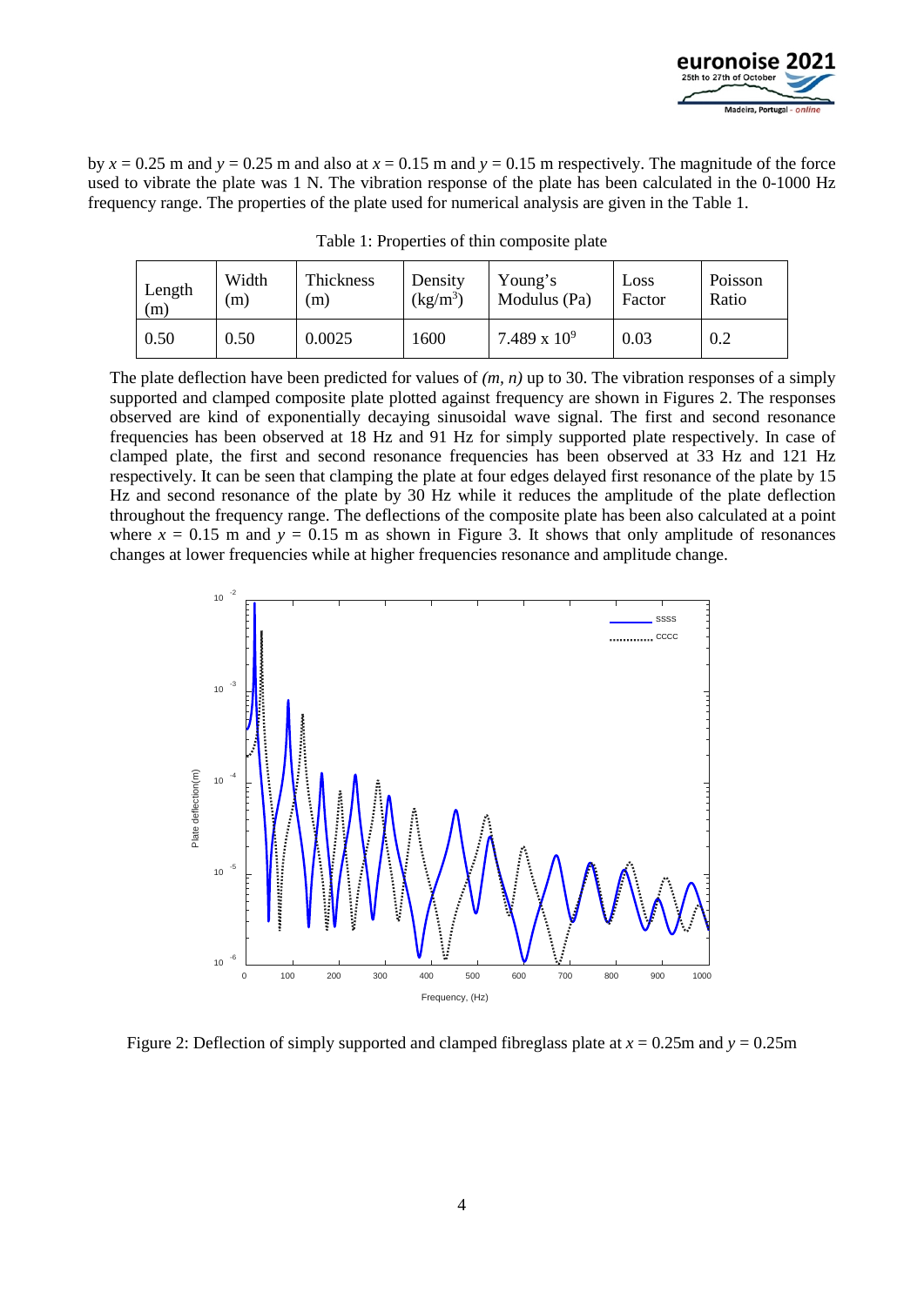by $x = 0.25$ m and $y = 0.25$ m and also at $x = 0.15$ m and $y = 0.15$ m respectively. The magnitude of the force used to vibrate the plate was 1 N. The vibration response of the plate has been calculated in the 0-1000 Hz frequency range. The properties of the plate used for numerical analysis are given in the Table 1.

Table 1: Properties of thin composite plate

| Length (m) | Width (m) | Thickness (m) | Density (kg/m$^3$) | Young's Modulus (Pa) | Loss Factor | Poisson Ratio |
|---|---|---|---|---|---|---|
| 0.50 | 0.50 | 0.0025 | 1600 | $7.489 \times 10^9$ | 0.03 | 0.2 |

The plate deflection have been predicted for values of $(m, n)$ up to 30. The vibration responses of a simply supported and clamped composite plate plotted against frequency are shown in Figures 2. The responses observed are kind of exponentially decaying sinusoidal wave signal. The first and second resonance frequencies has been observed at 18 Hz and 91 Hz for simply supported plate respectively. In case of clamped plate, the first and second resonance frequencies has been observed at 33 Hz and 121 Hz respectively. It can be seen that clamping the plate at four edges delayed first resonance of the plate by 15 Hz and second resonance of the plate by 30 Hz while it reduces the amplitude of the plate deflection throughout the frequency range. The deflections of the composite plate has been also calculated at a point where $x = 0.15$ m and $y = 0.15$ m as shown in Figure 3. It shows that only amplitude of resonances changes at lower frequencies while at higher frequencies resonance and amplitude change.

Figure 2: Deflection of simply supported and clamped fibreglass plate at $x = 0.25$m and $y = 0.25$m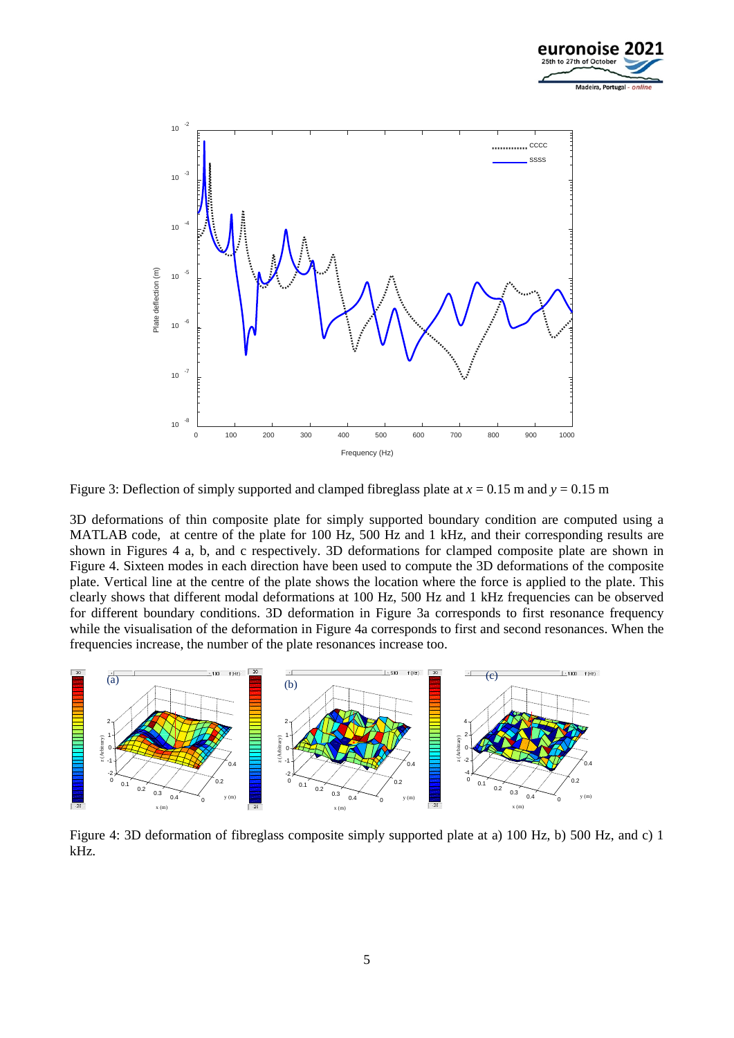Figure 3: Deflection of simply supported and clamped fibreglass plate at $x$ = 0.15 m and $y$ = 0.15 m

3D deformations of thin composite plate for simply supported boundary condition are computed using a MATLAB code, at centre of the plate for 100 Hz, 500 Hz and 1 kHz, and their corresponding results are shown in Figures 4 a, b, and c respectively. 3D deformations for clamped composite plate are shown in Figure 4. Sixteen modes in each direction have been used to compute the 3D deformations of the composite plate. Vertical line at the centre of the plate shows the location where the force is applied to the plate. This clearly shows that different modal deformations at 100 Hz, 500 Hz and 1 kHz frequencies can be observed for different boundary conditions. 3D deformation in Figure 3a corresponds to first resonance frequency while the visualisation of the deformation in Figure 4a corresponds to first and second resonances. When the frequencies increase, the number of the plate resonances increase too.

Figure 4: 3D deformation of fibreglass composite simply supported plate at a) 100 Hz, b) 500 Hz, and c) 1 kHz.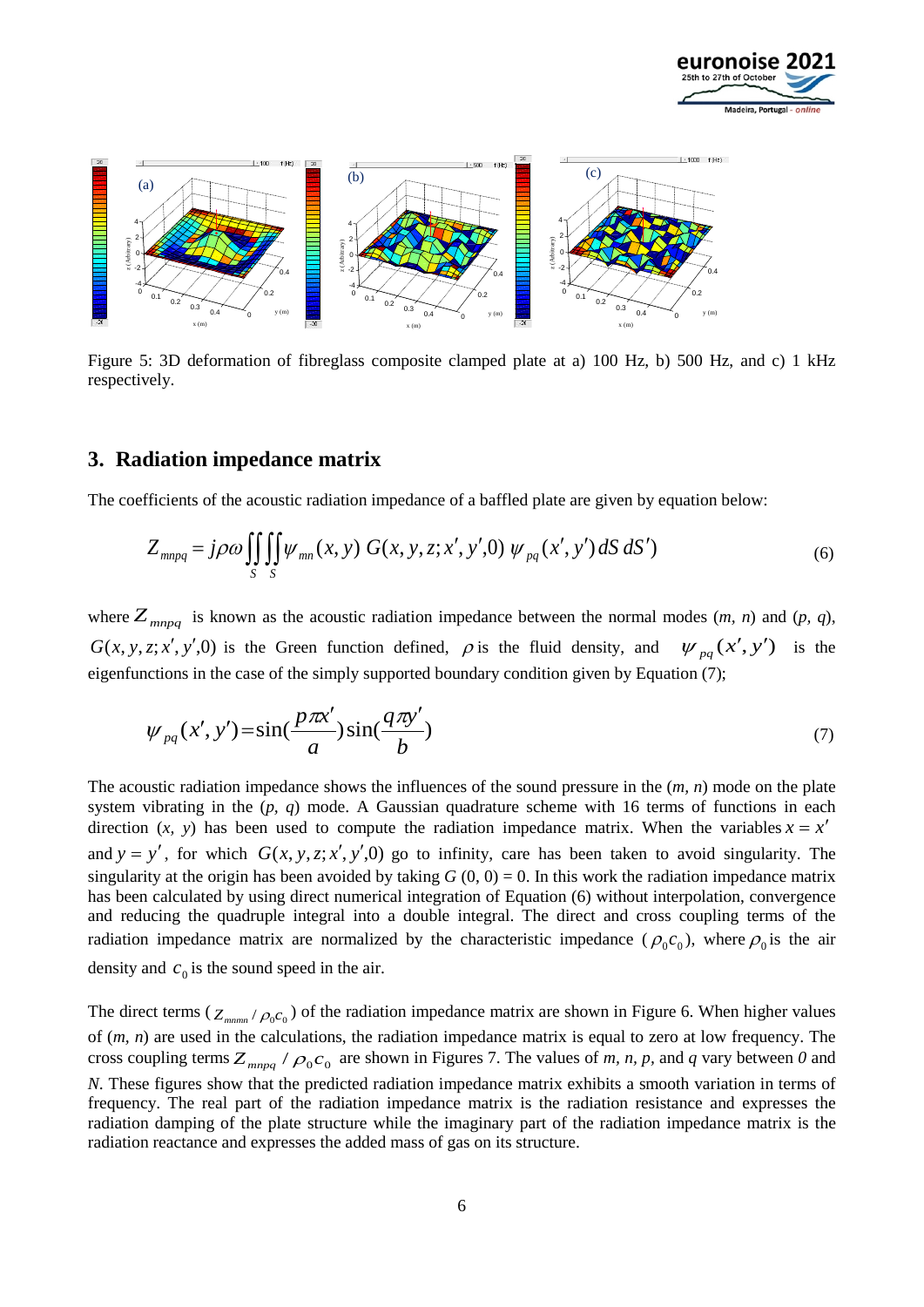Figure 5: 3D deformation of fibreglass composite clamped plate at a) 100 Hz, b) 500 Hz, and c) 1 kHz respectively.

## 3. Radiation impedance matrix

The coefficients of the acoustic radiation impedance of a baffled plate are given by equation below:

$$Z_{mnpq} = j\rho\omega \iint_{S} \iint_{S} \psi_{mn}(x, y)\, G(x, y, z; x', y', 0)\, \psi_{pq}(x', y')\, dS\, dS' \tag{6}$$

where $Z_{mnpq}$ is known as the acoustic radiation impedance between the normal modes ($m$, $n$) and ($p$, $q$), $G(x, y, z; x', y', 0)$ is the Green function defined, $\rho$ is the fluid density, and $\psi_{pq}(x', y')$ is the eigenfunctions in the case of the simply supported boundary condition given by Equation (7);

$$\psi_{pq}(x', y') = \sin\left(\frac{p\pi x'}{a}\right)\sin\left(\frac{q\pi y'}{b}\right) \tag{7}$$

The acoustic radiation impedance shows the influences of the sound pressure in the ($m$, $n$) mode on the plate system vibrating in the ($p$, $q$) mode. A Gaussian quadrature scheme with 16 terms of functions in each direction ($x$, $y$) has been used to compute the radiation impedance matrix. When the variables $x = x'$ and $y = y'$, for which $G(x, y, z; x', y', 0)$ go to infinity, care has been taken to avoid singularity. The singularity at the origin has been avoided by taking $G(0, 0) = 0$. In this work the radiation impedance matrix has been calculated by using direct numerical integration of Equation (6) without interpolation, convergence and reducing the quadruple integral into a double integral. The direct and cross coupling terms of the radiation impedance matrix are normalized by the characteristic impedance ($\rho_0 c_0$), where $\rho_0$ is the air density and $c_0$ is the sound speed in the air.

The direct terms ($Z_{mnmn} / \rho_0 c_0$) of the radiation impedance matrix are shown in Figure 6. When higher values of ($m$, $n$) are used in the calculations, the radiation impedance matrix is equal to zero at low frequency. The cross coupling terms $Z_{mnpq} / \rho_0 c_0$ are shown in Figures 7. The values of $m$, $n$, $p$, and $q$ vary between *0* and *N*. These figures show that the predicted radiation impedance matrix exhibits a smooth variation in terms of frequency. The real part of the radiation impedance matrix is the radiation resistance and expresses the radiation damping of the plate structure while the imaginary part of the radiation impedance matrix is the radiation reactance and expresses the added mass of gas on its structure.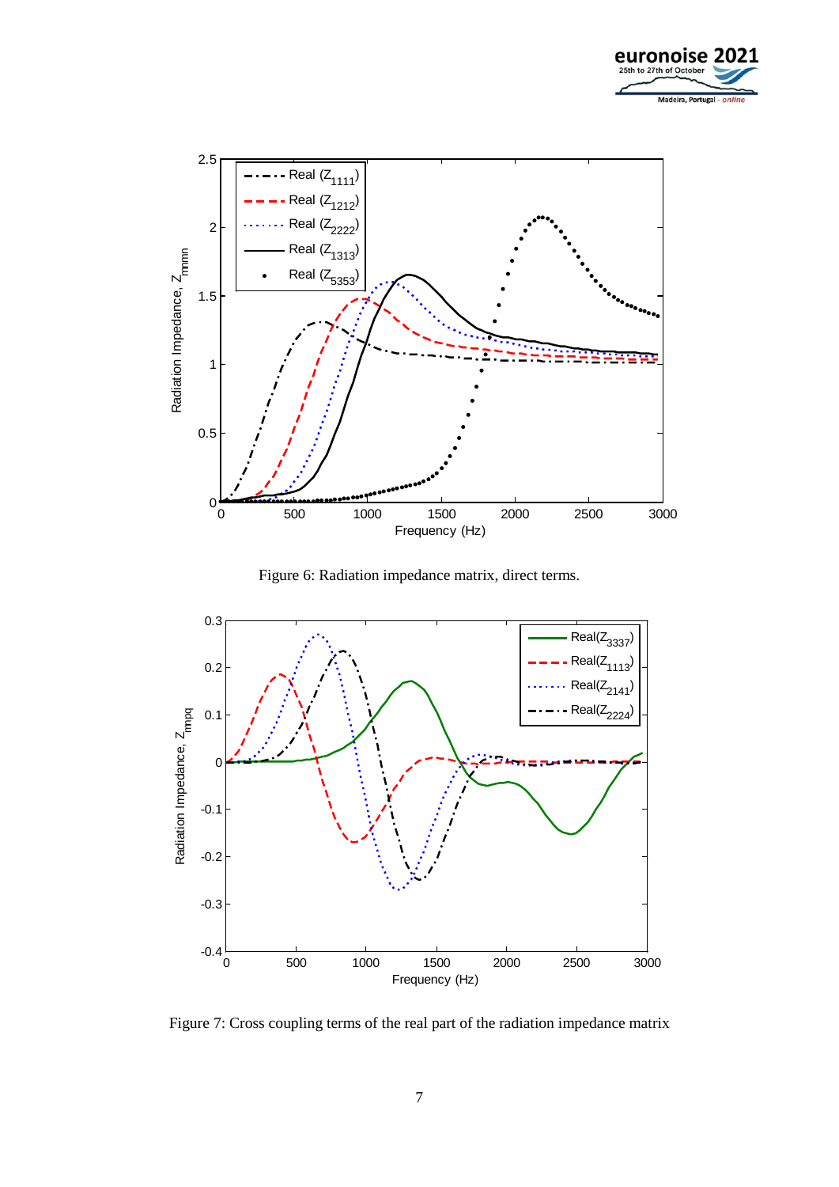Figure 6: Radiation impedance matrix, direct terms.

Figure 7: Cross coupling terms of the real part of the radiation impedance matrix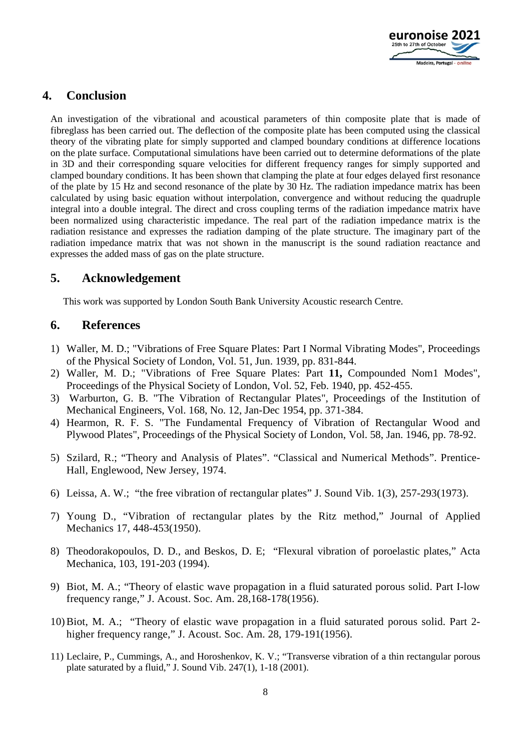## 4. Conclusion

An investigation of the vibrational and acoustical parameters of thin composite plate that is made of fibreglass has been carried out. The deflection of the composite plate has been computed using the classical theory of the vibrating plate for simply supported and clamped boundary conditions at difference locations on the plate surface. Computational simulations have been carried out to determine deformations of the plate in 3D and their corresponding square velocities for different frequency ranges for simply supported and clamped boundary conditions. It has been shown that clamping the plate at four edges delayed first resonance of the plate by 15 Hz and second resonance of the plate by 30 Hz. The radiation impedance matrix has been calculated by using basic equation without interpolation, convergence and without reducing the quadruple integral into a double integral. The direct and cross coupling terms of the radiation impedance matrix have been normalized using characteristic impedance. The real part of the radiation impedance matrix is the radiation resistance and expresses the radiation damping of the plate structure. The imaginary part of the radiation impedance matrix that was not shown in the manuscript is the sound radiation reactance and expresses the added mass of gas on the plate structure.

## 5. Acknowledgement

This work was supported by London South Bank University Acoustic research Centre.

## 6. References

1) Waller, M. D.; "Vibrations of Free Square Plates: Part I Normal Vibrating Modes", Proceedings of the Physical Society of London, Vol. 51, Jun. 1939, pp. 831-844.
2) Waller, M. D.; "Vibrations of Free Square Plates: Part **11,** Compounded Nom1 Modes", Proceedings of the Physical Society of London, Vol. 52, Feb. 1940, pp. 452-455.
3) Warburton, G. B. "The Vibration of Rectangular Plates", Proceedings of the Institution of Mechanical Engineers, Vol. 168, No. 12, Jan-Dec 1954, pp. 371-384.
4) Hearmon, R. F. S. "The Fundamental Frequency of Vibration of Rectangular Wood and Plywood Plates", Proceedings of the Physical Society of London, Vol. 58, Jan. 1946, pp. 78-92.
5) Szilard, R.; "Theory and Analysis of Plates". "Classical and Numerical Methods". Prentice-Hall, Englewood, New Jersey, 1974.
6) Leissa, A. W.; "the free vibration of rectangular plates" J. Sound Vib. 1(3), 257-293(1973).
7) Young D., "Vibration of rectangular plates by the Ritz method," Journal of Applied Mechanics 17, 448-453(1950).
8) Theodorakopoulos, D. D., and Beskos, D. E; "Flexural vibration of poroelastic plates," Acta Mechanica, 103, 191-203 (1994).
9) Biot, M. A.; "Theory of elastic wave propagation in a fluid saturated porous solid. Part I-low frequency range," J. Acoust. Soc. Am. 28,168-178(1956).
10) Biot, M. A.; "Theory of elastic wave propagation in a fluid saturated porous solid. Part 2-higher frequency range," J. Acoust. Soc. Am. 28, 179-191(1956).
11) Leclaire, P., Cummings, A., and Horoshenkov, K. V.; "Transverse vibration of a thin rectangular porous plate saturated by a fluid," J. Sound Vib. 247(1), 1-18 (2001).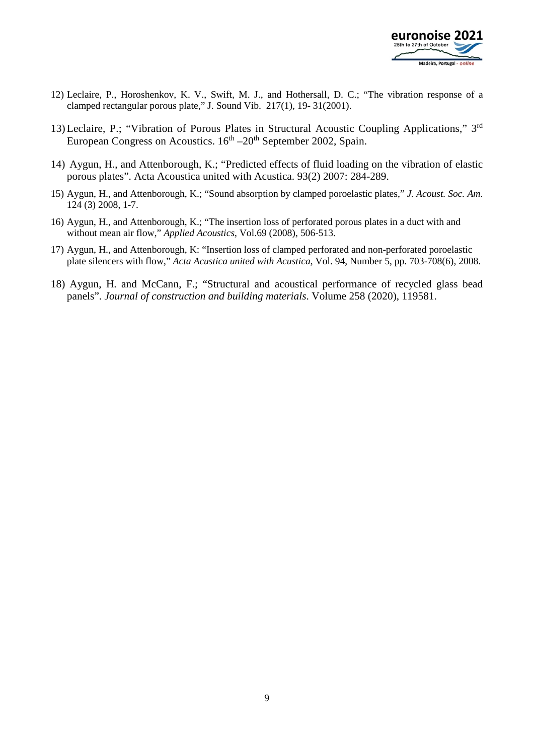12) Leclaire, P., Horoshenkov, K. V., Swift, M. J., and Hothersall, D. C.; “The vibration response of a clamped rectangular porous plate,” J. Sound Vib. 217(1), 19- 31(2001).

13) Leclaire, P.; “Vibration of Porous Plates in Structural Acoustic Coupling Applications,” 3rd European Congress on Acoustics. 16th –20th September 2002, Spain.

14) Aygun, H., and Attenborough, K.; “Predicted effects of fluid loading on the vibration of elastic porous plates”. Acta Acoustica united with Acustica. 93(2) 2007: 284-289.

15) Aygun, H., and Attenborough, K.; “Sound absorption by clamped poroelastic plates,” *J. Acoust. Soc. Am*. 124 (3) 2008, 1-7.

16) Aygun, H., and Attenborough, K.; “The insertion loss of perforated porous plates in a duct with and without mean air flow,” *Applied Acoustics*, Vol.69 (2008), 506-513.

17) Aygun, H., and Attenborough, K: “Insertion loss of clamped perforated and non-perforated poroelastic plate silencers with flow,” *Acta Acustica united with Acustica*, Vol. 94, Number 5, pp. 703-708(6), 2008.

18) Aygun, H. and McCann, F.; “Structural and acoustical performance of recycled glass bead panels”. *Journal of construction and building materials*. Volume 258 (2020), 119581.